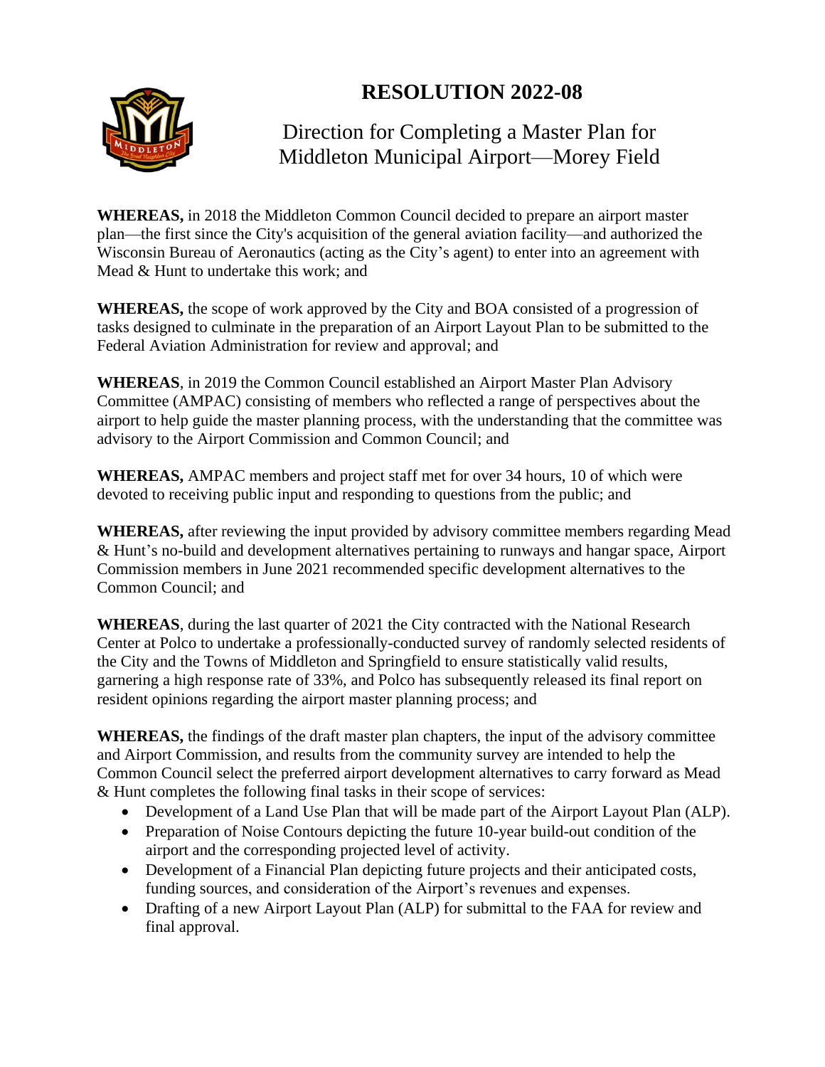# RESOLUTION 2022-08

## Direction for Completing a Master Plan for Middleton Municipal Airport—Morey Field

**WHEREAS,** in 2018 the Middleton Common Council decided to prepare an airport master plan—the first since the City's acquisition of the general aviation facility—and authorized the Wisconsin Bureau of Aeronautics (acting as the City's agent) to enter into an agreement with Mead & Hunt to undertake this work; and

**WHEREAS,** the scope of work approved by the City and BOA consisted of a progression of tasks designed to culminate in the preparation of an Airport Layout Plan to be submitted to the Federal Aviation Administration for review and approval; and

**WHEREAS**, in 2019 the Common Council established an Airport Master Plan Advisory Committee (AMPAC) consisting of members who reflected a range of perspectives about the airport to help guide the master planning process, with the understanding that the committee was advisory to the Airport Commission and Common Council; and

**WHEREAS,** AMPAC members and project staff met for over 34 hours, 10 of which were devoted to receiving public input and responding to questions from the public; and

**WHEREAS,** after reviewing the input provided by advisory committee members regarding Mead & Hunt's no-build and development alternatives pertaining to runways and hangar space, Airport Commission members in June 2021 recommended specific development alternatives to the Common Council; and

**WHEREAS**, during the last quarter of 2021 the City contracted with the National Research Center at Polco to undertake a professionally-conducted survey of randomly selected residents of the City and the Towns of Middleton and Springfield to ensure statistically valid results, garnering a high response rate of 33%, and Polco has subsequently released its final report on resident opinions regarding the airport master planning process; and

**WHEREAS,** the findings of the draft master plan chapters, the input of the advisory committee and Airport Commission, and results from the community survey are intended to help the Common Council select the preferred airport development alternatives to carry forward as Mead & Hunt completes the following final tasks in their scope of services:

- Development of a Land Use Plan that will be made part of the Airport Layout Plan (ALP).
- Preparation of Noise Contours depicting the future 10-year build-out condition of the airport and the corresponding projected level of activity.
- Development of a Financial Plan depicting future projects and their anticipated costs, funding sources, and consideration of the Airport's revenues and expenses.
- Drafting of a new Airport Layout Plan (ALP) for submittal to the FAA for review and final approval.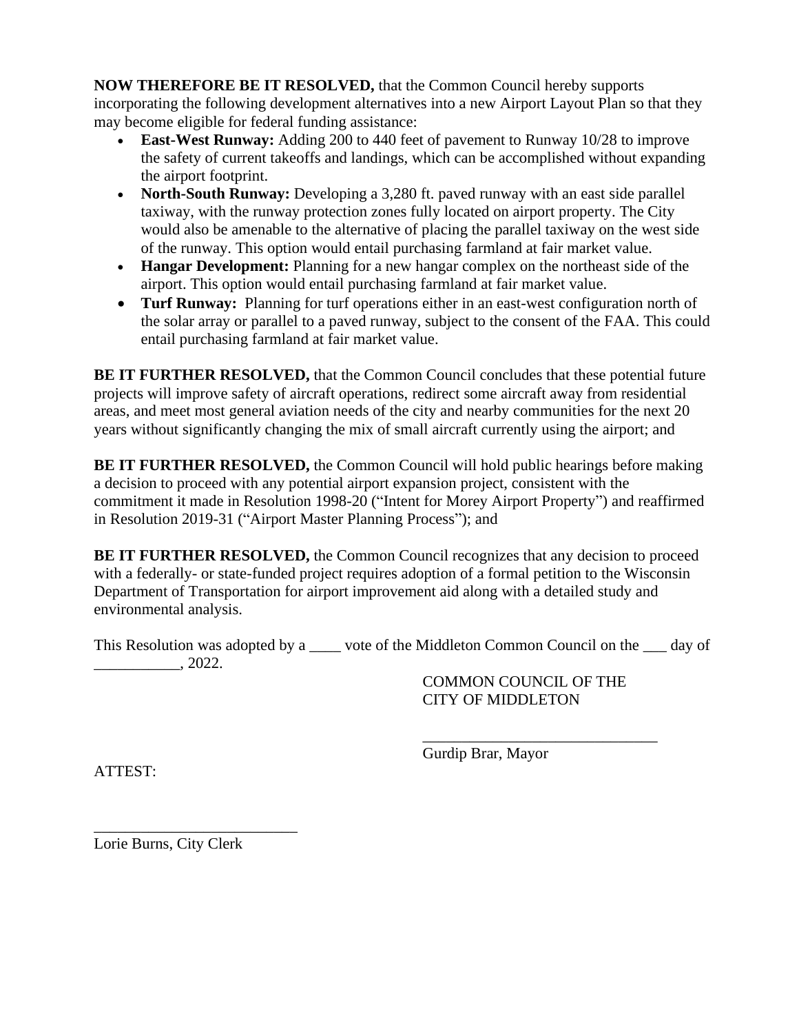**NOW THEREFORE BE IT RESOLVED,** that the Common Council hereby supports incorporating the following development alternatives into a new Airport Layout Plan so that they may become eligible for federal funding assistance:

- **East-West Runway:** Adding 200 to 440 feet of pavement to Runway 10/28 to improve the safety of current takeoffs and landings, which can be accomplished without expanding the airport footprint.
- **North-South Runway:** Developing a 3,280 ft. paved runway with an east side parallel taxiway, with the runway protection zones fully located on airport property. The City would also be amenable to the alternative of placing the parallel taxiway on the west side of the runway. This option would entail purchasing farmland at fair market value.
- **Hangar Development:** Planning for a new hangar complex on the northeast side of the airport. This option would entail purchasing farmland at fair market value.
- **Turf Runway:** Planning for turf operations either in an east-west configuration north of the solar array or parallel to a paved runway, subject to the consent of the FAA. This could entail purchasing farmland at fair market value.

**BE IT FURTHER RESOLVED,** that the Common Council concludes that these potential future projects will improve safety of aircraft operations, redirect some aircraft away from residential areas, and meet most general aviation needs of the city and nearby communities for the next 20 years without significantly changing the mix of small aircraft currently using the airport; and

**BE IT FURTHER RESOLVED,** the Common Council will hold public hearings before making a decision to proceed with any potential airport expansion project, consistent with the commitment it made in Resolution 1998-20 ("Intent for Morey Airport Property") and reaffirmed in Resolution 2019-31 ("Airport Master Planning Process"); and

**BE IT FURTHER RESOLVED,** the Common Council recognizes that any decision to proceed with a federally- or state-funded project requires adoption of a formal petition to the Wisconsin Department of Transportation for airport improvement aid along with a detailed study and environmental analysis.

This Resolution was adopted by a ____ vote of the Middleton Common Council on the ___ day of ___________, 2022.

COMMON COUNCIL OF THE
CITY OF MIDDLETON

______________________________
Gurdip Brar, Mayor

ATTEST:

__________________________
Lorie Burns, City Clerk